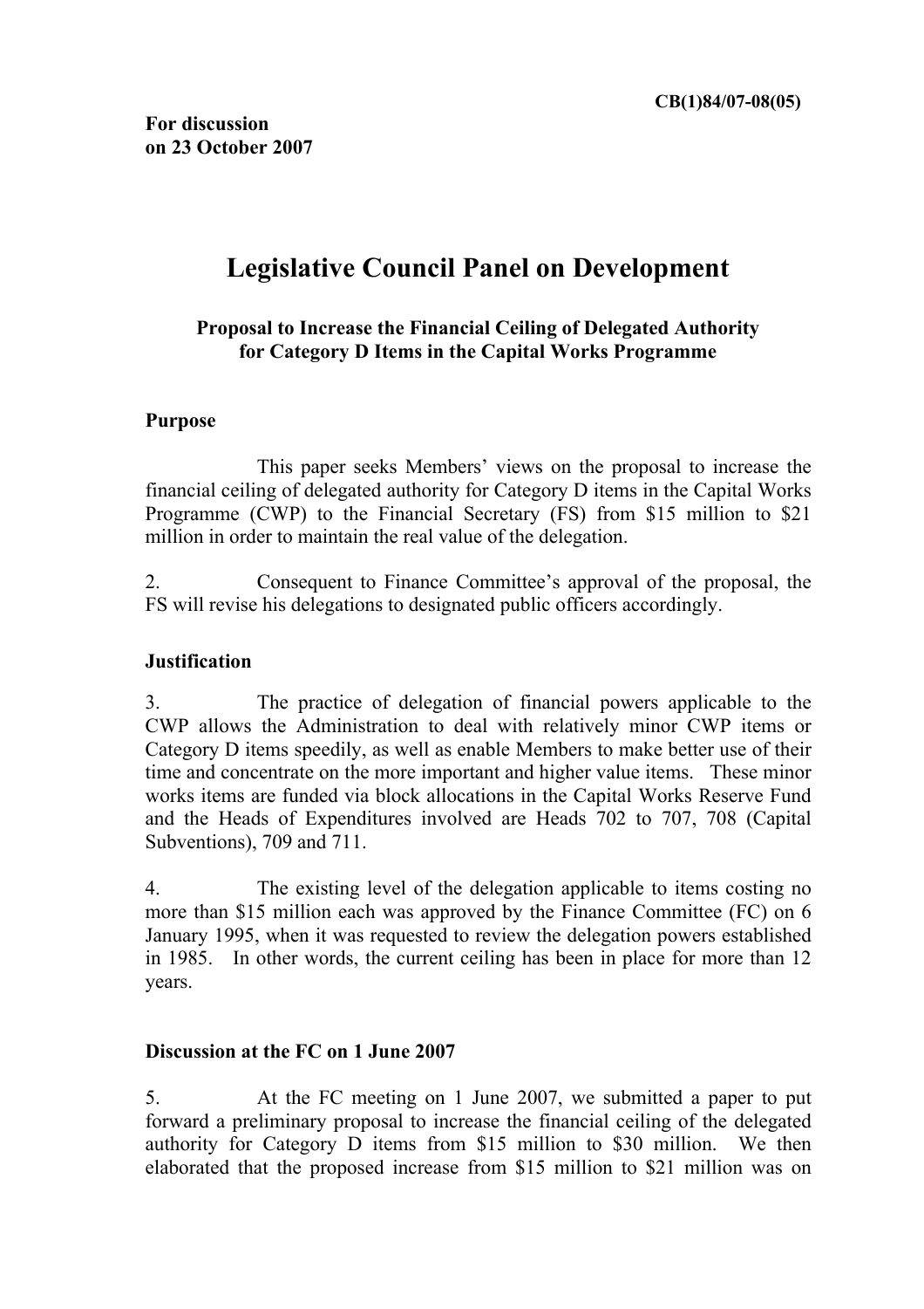CB(1)84/07-08(05)

**For discussion on 23 October 2007**

# Legislative Council Panel on Development

## Proposal to Increase the Financial Ceiling of Delegated Authority for Category D Items in the Capital Works Programme

### Purpose

This paper seeks Members' views on the proposal to increase the financial ceiling of delegated authority for Category D items in the Capital Works Programme (CWP) to the Financial Secretary (FS) from $15 million to $21 million in order to maintain the real value of the delegation.

2. Consequent to Finance Committee's approval of the proposal, the FS will revise his delegations to designated public officers accordingly.

### Justification

3. The practice of delegation of financial powers applicable to the CWP allows the Administration to deal with relatively minor CWP items or Category D items speedily, as well as enable Members to make better use of their time and concentrate on the more important and higher value items. These minor works items are funded via block allocations in the Capital Works Reserve Fund and the Heads of Expenditures involved are Heads 702 to 707, 708 (Capital Subventions), 709 and 711.

4. The existing level of the delegation applicable to items costing no more than $15 million each was approved by the Finance Committee (FC) on 6 January 1995, when it was requested to review the delegation powers established in 1985. In other words, the current ceiling has been in place for more than 12 years.

### Discussion at the FC on 1 June 2007

5. At the FC meeting on 1 June 2007, we submitted a paper to put forward a preliminary proposal to increase the financial ceiling of the delegated authority for Category D items from $15 million to $30 million. We then elaborated that the proposed increase from $15 million to $21 million was on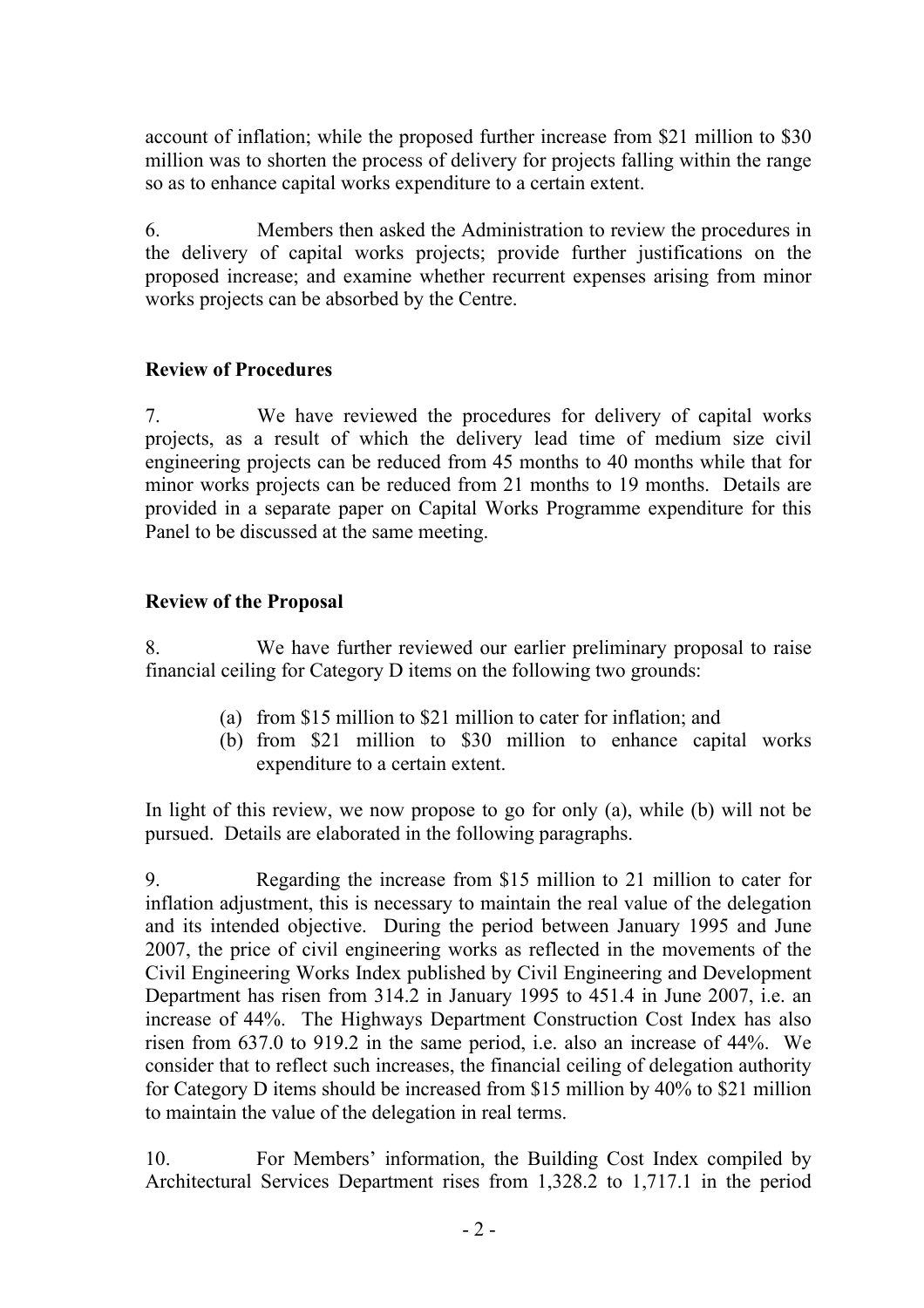account of inflation; while the proposed further increase from $21 million to $30 million was to shorten the process of delivery for projects falling within the range so as to enhance capital works expenditure to a certain extent.

6. Members then asked the Administration to review the procedures in the delivery of capital works projects; provide further justifications on the proposed increase; and examine whether recurrent expenses arising from minor works projects can be absorbed by the Centre.

**Review of Procedures**

7. We have reviewed the procedures for delivery of capital works projects, as a result of which the delivery lead time of medium size civil engineering projects can be reduced from 45 months to 40 months while that for minor works projects can be reduced from 21 months to 19 months. Details are provided in a separate paper on Capital Works Programme expenditure for this Panel to be discussed at the same meeting.

**Review of the Proposal**

8. We have further reviewed our earlier preliminary proposal to raise financial ceiling for Category D items on the following two grounds:

(a) from $15 million to $21 million to cater for inflation; and
(b) from $21 million to $30 million to enhance capital works expenditure to a certain extent.

In light of this review, we now propose to go for only (a), while (b) will not be pursued. Details are elaborated in the following paragraphs.

9. Regarding the increase from $15 million to 21 million to cater for inflation adjustment, this is necessary to maintain the real value of the delegation and its intended objective. During the period between January 1995 and June 2007, the price of civil engineering works as reflected in the movements of the Civil Engineering Works Index published by Civil Engineering and Development Department has risen from 314.2 in January 1995 to 451.4 in June 2007, i.e. an increase of 44%. The Highways Department Construction Cost Index has also risen from 637.0 to 919.2 in the same period, i.e. also an increase of 44%. We consider that to reflect such increases, the financial ceiling of delegation authority for Category D items should be increased from $15 million by 40% to $21 million to maintain the value of the delegation in real terms.

10. For Members' information, the Building Cost Index compiled by Architectural Services Department rises from 1,328.2 to 1,717.1 in the period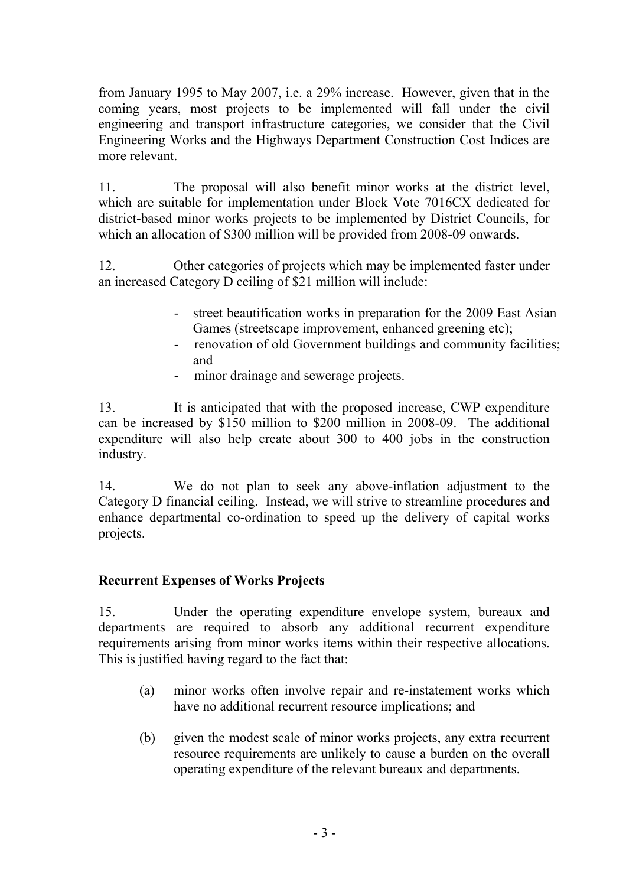from January 1995 to May 2007, i.e. a 29% increase. However, given that in the coming years, most projects to be implemented will fall under the civil engineering and transport infrastructure categories, we consider that the Civil Engineering Works and the Highways Department Construction Cost Indices are more relevant.

11. The proposal will also benefit minor works at the district level, which are suitable for implementation under Block Vote 7016CX dedicated for district-based minor works projects to be implemented by District Councils, for which an allocation of $300 million will be provided from 2008-09 onwards.

12. Other categories of projects which may be implemented faster under an increased Category D ceiling of $21 million will include:

- street beautification works in preparation for the 2009 East Asian Games (streetscape improvement, enhanced greening etc);
- renovation of old Government buildings and community facilities; and
- minor drainage and sewerage projects.

13. It is anticipated that with the proposed increase, CWP expenditure can be increased by $150 million to $200 million in 2008-09. The additional expenditure will also help create about 300 to 400 jobs in the construction industry.

14. We do not plan to seek any above-inflation adjustment to the Category D financial ceiling. Instead, we will strive to streamline procedures and enhance departmental co-ordination to speed up the delivery of capital works projects.

**Recurrent Expenses of Works Projects**

15. Under the operating expenditure envelope system, bureaux and departments are required to absorb any additional recurrent expenditure requirements arising from minor works items within their respective allocations. This is justified having regard to the fact that:

(a) minor works often involve repair and re-instatement works which have no additional recurrent resource implications; and

(b) given the modest scale of minor works projects, any extra recurrent resource requirements are unlikely to cause a burden on the overall operating expenditure of the relevant bureaux and departments.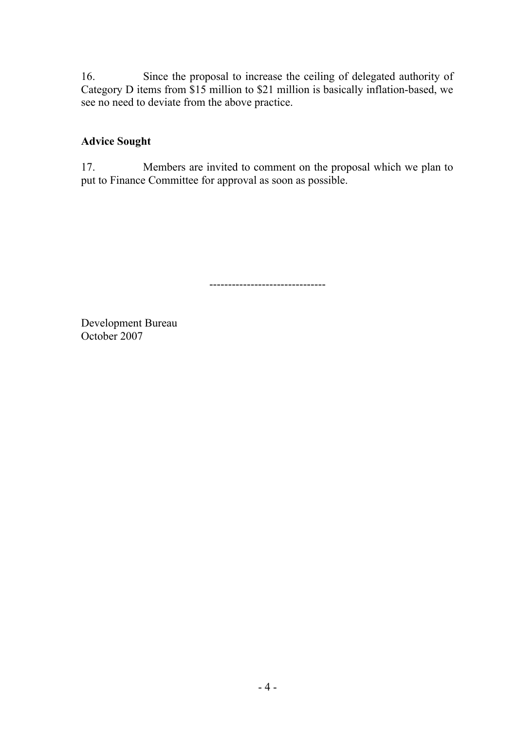16. Since the proposal to increase the ceiling of delegated authority of Category D items from $15 million to $21 million is basically inflation-based, we see no need to deviate from the above practice.

**Advice Sought**

17. Members are invited to comment on the proposal which we plan to put to Finance Committee for approval as soon as possible.

------------------------------

Development Bureau
October 2007